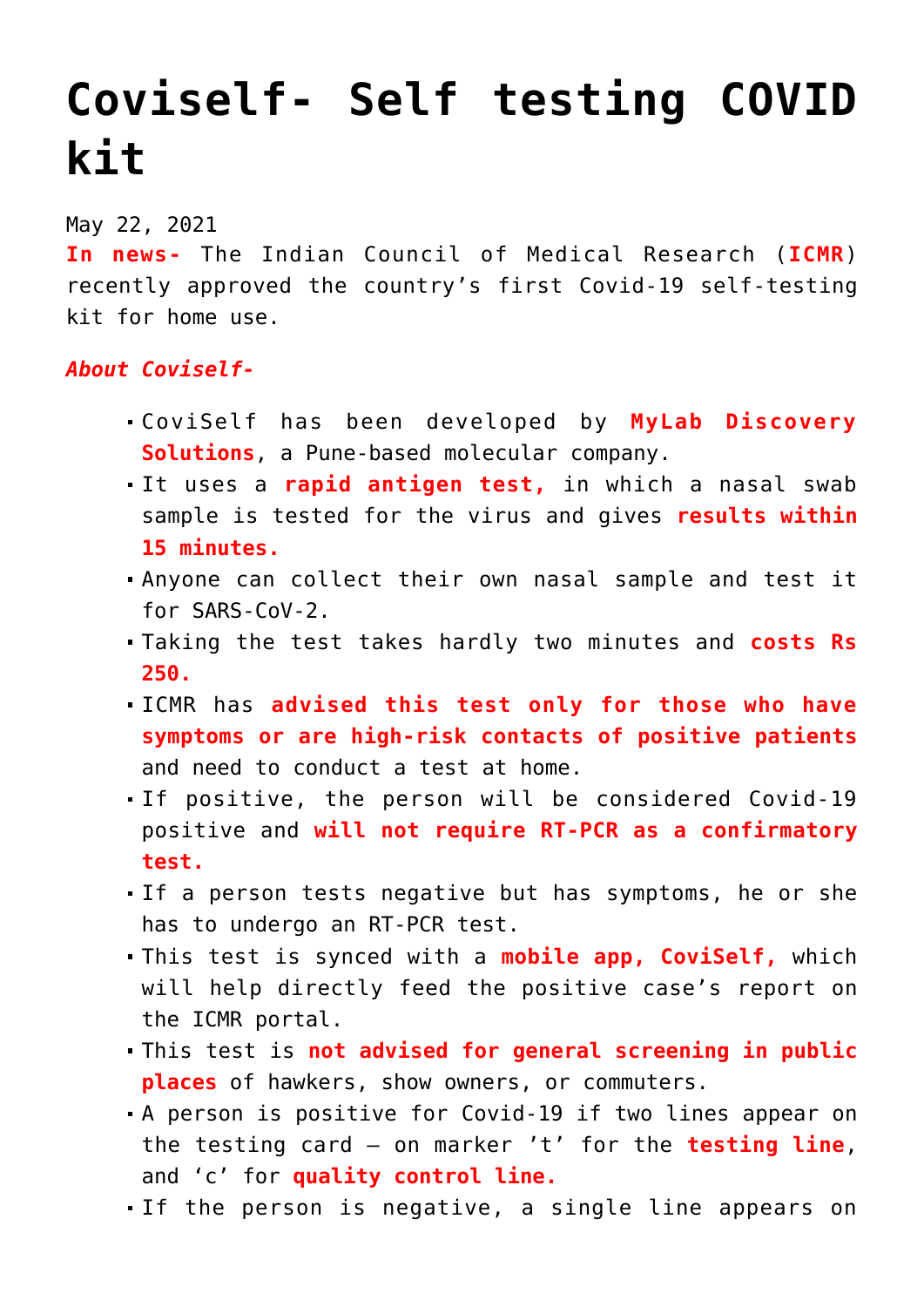# Coviself- Self testing COVID kit

May 22, 2021

**In news-** The Indian Council of Medical Research (**ICMR**) recently approved the country's first Covid-19 self-testing kit for home use.

***About Coviself-***

- CoviSelf has been developed by **MyLab Discovery Solutions**, a Pune-based molecular company.
- It uses a **rapid antigen test,** in which a nasal swab sample is tested for the virus and gives **results within 15 minutes.**
- Anyone can collect their own nasal sample and test it for SARS-CoV-2.
- Taking the test takes hardly two minutes and **costs Rs 250.**
- ICMR has **advised this test only for those who have symptoms or are high-risk contacts of positive patients** and need to conduct a test at home.
- If positive, the person will be considered Covid-19 positive and **will not require RT-PCR as a confirmatory test.**
- If a person tests negative but has symptoms, he or she has to undergo an RT-PCR test.
- This test is synced with a **mobile app, CoviSelf,** which will help directly feed the positive case's report on the ICMR portal.
- This test is **not advised for general screening in public places** of hawkers, show owners, or commuters.
- A person is positive for Covid-19 if two lines appear on the testing card – on marker 't' for the **testing line**, and 'c' for **quality control line.**
- If the person is negative, a single line appears on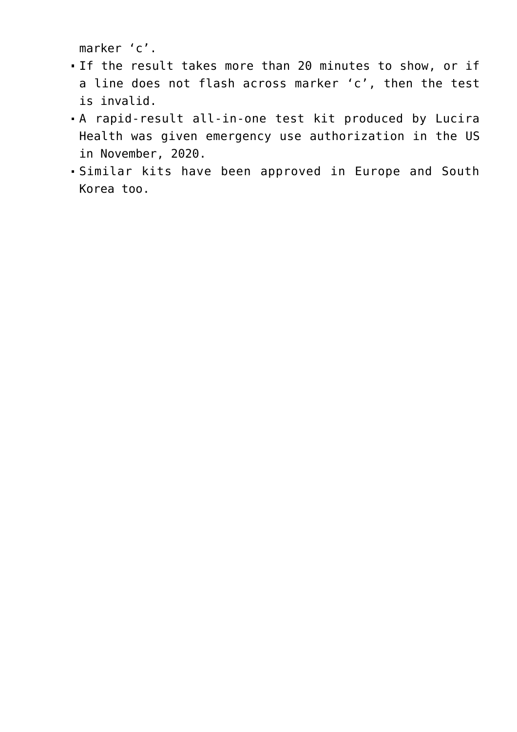marker ‘c’.

- If the result takes more than 20 minutes to show, or if a line does not flash across marker ‘c’, then the test is invalid.
- A rapid-result all-in-one test kit produced by Lucira Health was given emergency use authorization in the US in November, 2020.
- Similar kits have been approved in Europe and South Korea too.